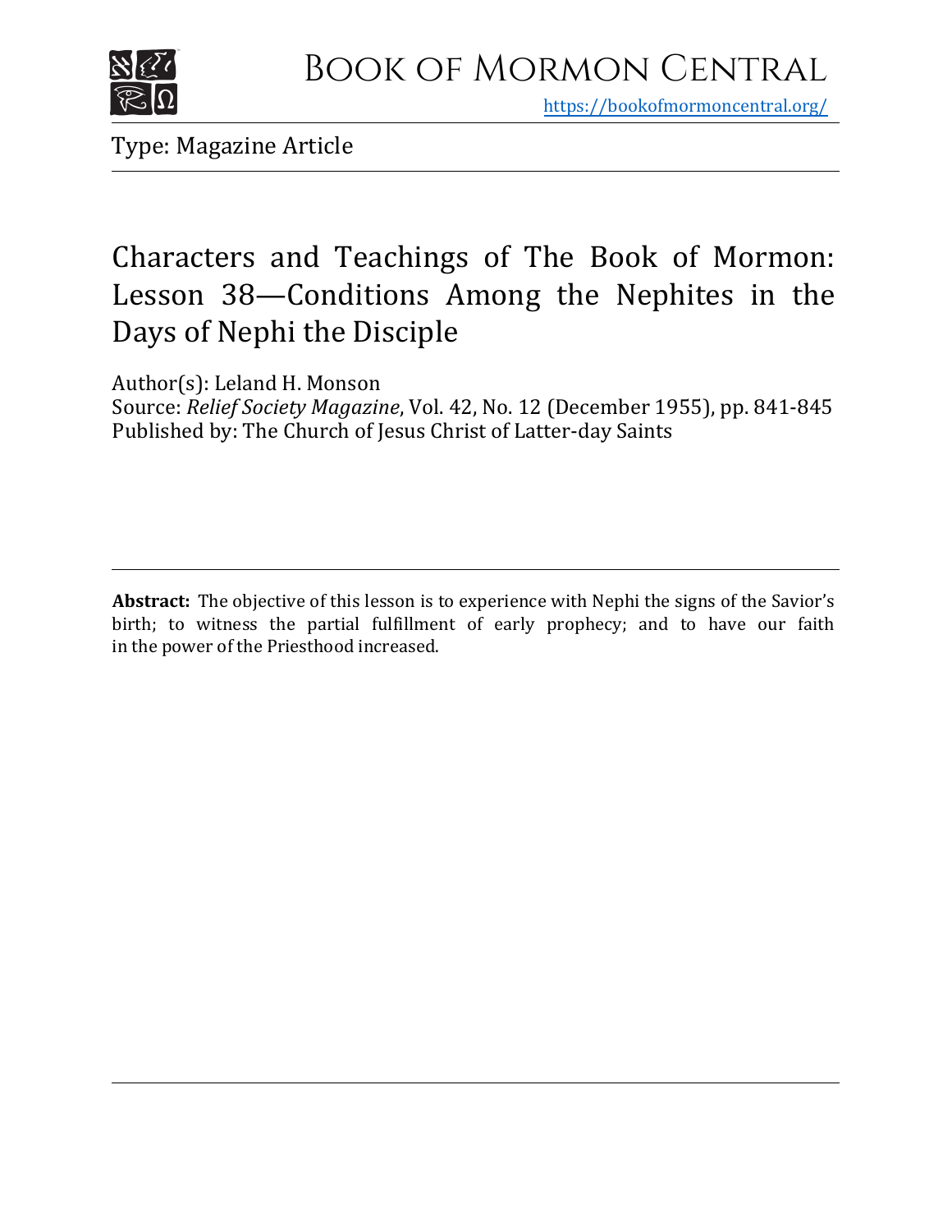# Book of Mormon Central

https://bookofmormoncentral.org/

Type: Magazine Article

## Characters and Teachings of The Book of Mormon: Lesson 38—Conditions Among the Nephites in the Days of Nephi the Disciple

Author(s): Leland H. Monson
Source: *Relief Society Magazine*, Vol. 42, No. 12 (December 1955), pp. 841-845
Published by: The Church of Jesus Christ of Latter-day Saints

**Abstract:** The objective of this lesson is to experience with Nephi the signs of the Savior's birth; to witness the partial fulfillment of early prophecy; and to have our faith in the power of the Priesthood increased.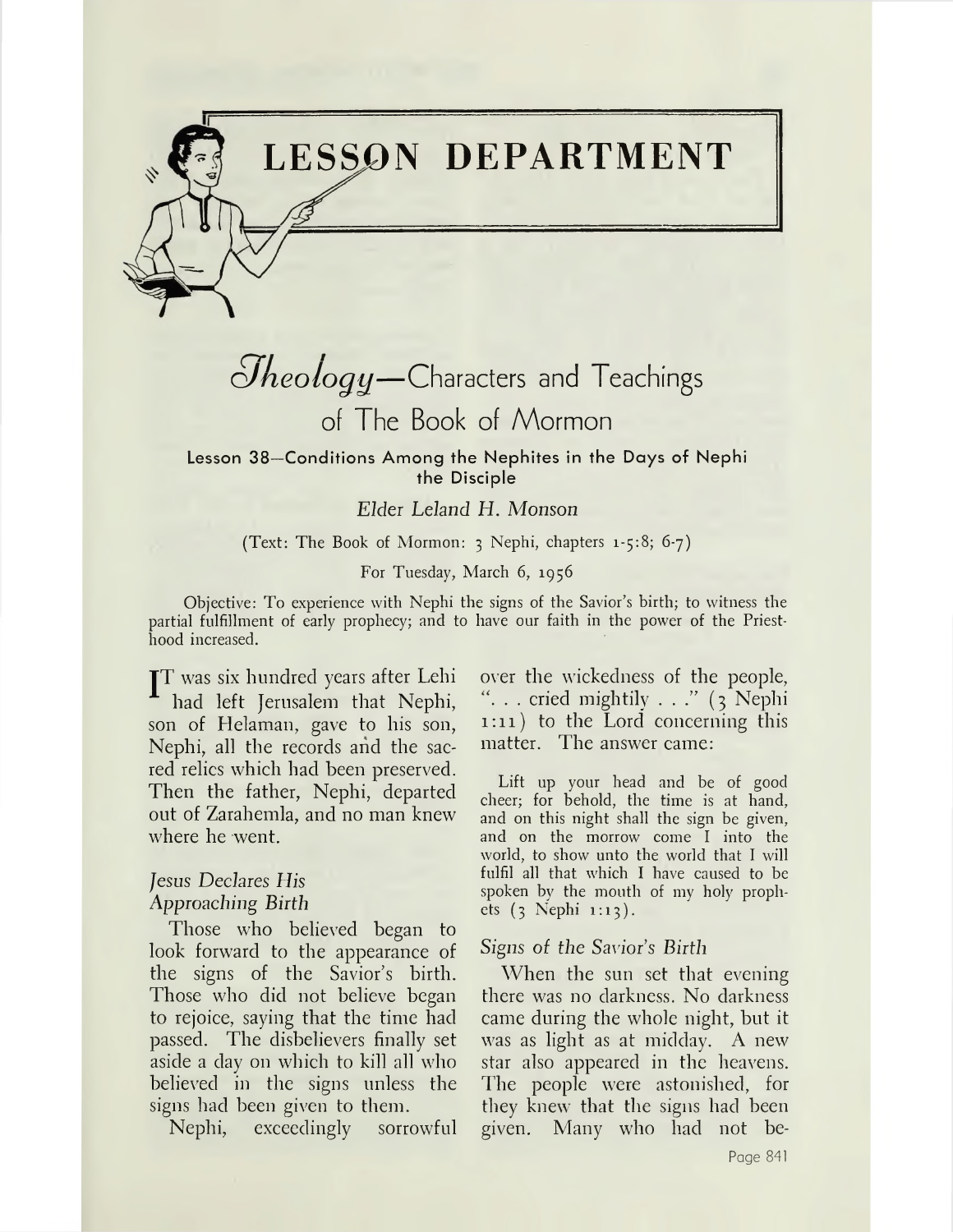# LESSON DEPARTMENT

## *Theology*—Characters and Teachings of The Book of Mormon

### Lesson 38—Conditions Among the Nephites in the Days of Nephi the Disciple

*Elder Leland H. Monson*

(Text: The Book of Mormon: 3 Nephi, chapters 1-5:8; 6-7)

For Tuesday, March 6, 1956

Objective: To experience with Nephi the signs of the Savior's birth; to witness the partial fulfillment of early prophecy; and to have our faith in the power of the Priesthood increased.

IT was six hundred years after Lehi had left Jerusalem that Nephi, son of Helaman, gave to his son, Nephi, all the records and the sacred relics which had been preserved. Then the father, Nephi, departed out of Zarahemla, and no man knew where he went.

#### *Jesus Declares His Approaching Birth*

Those who believed began to look forward to the appearance of the signs of the Savior's birth. Those who did not believe began to rejoice, saying that the time had passed. The disbelievers finally set aside a day on which to kill all who believed in the signs unless the signs had been given to them.

Nephi, exceedingly sorrowful over the wickedness of the people, ". . . cried mightily . . ." (3 Nephi 1:11) to the Lord concerning this matter. The answer came:

> Lift up your head and be of good cheer; for behold, the time is at hand, and on this night shall the sign be given, and on the morrow come I into the world, to show unto the world that I will fulfil all that which I have caused to be spoken by the mouth of my holy prophets (3 Nephi 1:13).

#### *Signs of the Savior's Birth*

When the sun set that evening there was no darkness. No darkness came during the whole night, but it was as light as at midday. A new star also appeared in the heavens. The people were astonished, for they knew that the signs had been given. Many who had not be-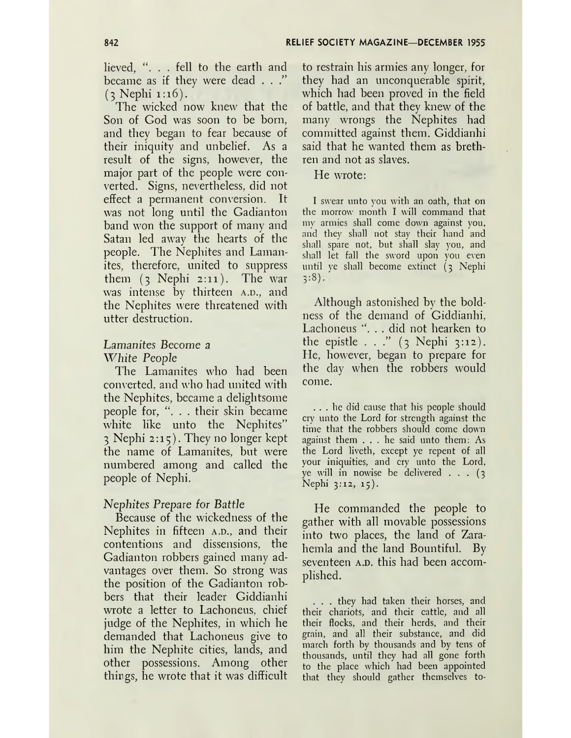lieved, ". . . fell to the earth and became as if they were dead . . ." (3 Nephi 1:16).

The wicked now knew that the Son of God was soon to be born, and they began to fear because of their iniquity and unbelief. As a result of the signs, however, the major part of the people were converted. Signs, nevertheless, did not effect a permanent conversion. It was not long until the Gadianton band won the support of many and Satan led away the hearts of the people. The Nephites and Lamanites, therefore, united to suppress them (3 Nephi 2:11). The war was intense by thirteen A.D., and the Nephites were threatened with utter destruction.

### *Lamanites Become a White People*

The Lamanites who had been converted, and who had united with the Nephites, became a delightsome people for, ". . . their skin became white like unto the Nephites" 3 Nephi 2:15). They no longer kept the name of Lamanites, but were numbered among and called the people of Nephi.

### *Nephites Prepare for Battle*

Because of the wickedness of the Nephites in fifteen A.D., and their contentions and dissensions, the Gadianton robbers gained many advantages over them. So strong was the position of the Gadianton robbers that their leader Giddianhi wrote a letter to Lachoneus, chief judge of the Nephites, in which he demanded that Lachoneus give to him the Nephite cities, lands, and other possessions. Among other things, he wrote that it was difficult to restrain his armies any longer, for they had an unconquerable spirit, which had been proved in the field of battle, and that they knew of the many wrongs the Nephites had committed against them. Giddianhi said that he wanted them as brethren and not as slaves.

He wrote:

> I swear unto you with an oath, that on the morrow month I will command that my armies shall come down against you, and they shall not stay their hand and shall spare not, but shall slay you, and shall let fall the sword upon you even until ye shall become extinct (3 Nephi 3:8).

Although astonished by the boldness of the demand of Giddianhi, Lachoneus ". . . did not hearken to the epistle . . ." (3 Nephi 3:12). He, however, began to prepare for the day when the robbers would come.

> . . . he did cause that his people should cry unto the Lord for strength against the time that the robbers should come down against them . . . he said unto them: As the Lord liveth, except ye repent of all your iniquities, and cry unto the Lord, ye will in nowise be delivered . . . (3 Nephi 3:12, 15).

He commanded the people to gather with all movable possessions into two places, the land of Zarahemla and the land Bountiful. By seventeen A.D. this had been accomplished.

> . . . they had taken their horses, and their chariots, and their cattle, and all their flocks, and their herds, and their grain, and all their substance, and did march forth by thousands and by tens of thousands, until they had all gone forth to the place which had been appointed that they should gather themselves to-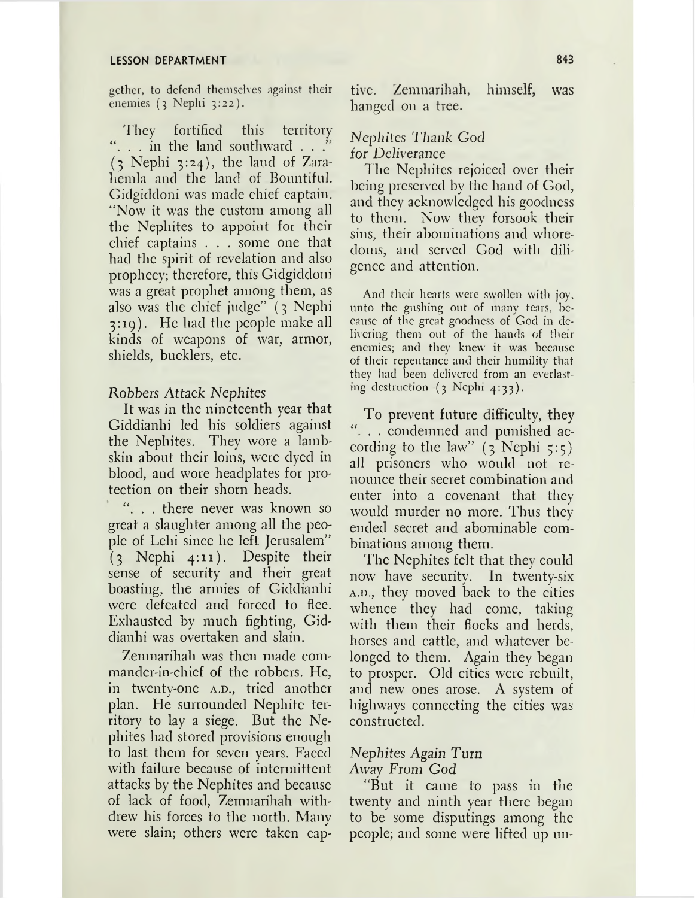gether, to defend themselves against their enemies (3 Nephi 3:22).

They fortified this territory ". . . in the land southward . . ." (3 Nephi 3:24), the land of Zarahemla and the land of Bountiful. Gidgiddoni was made chief captain. "Now it was the custom among all the Nephites to appoint for their chief captains . . . some one that had the spirit of revelation and also prophecy; therefore, this Gidgiddoni was a great prophet among them, as also was the chief judge" (3 Nephi 3:19). He had the people make all kinds of weapons of war, armor, shields, bucklers, etc.

*Robbers Attack Nephites*

It was in the nineteenth year that Giddianhi led his soldiers against the Nephites. They wore a lambskin about their loins, were dyed in blood, and wore headplates for protection on their shorn heads.

". . . there never was known so great a slaughter among all the people of Lehi since he left Jerusalem" (3 Nephi 4:11). Despite their sense of security and their great boasting, the armies of Giddianhi were defeated and forced to flee. Exhausted by much fighting, Giddianhi was overtaken and slain.

Zemnarihah was then made commander-in-chief of the robbers. He, in twenty-one A.D., tried another plan. He surrounded Nephite territory to lay a siege. But the Nephites had stored provisions enough to last them for seven years. Faced with failure because of intermittent attacks by the Nephites and because of lack of food, Zemnarihah withdrew his forces to the north. Many were slain; others were taken captive. Zemnarihah, himself, was hanged on a tree.

*Nephites Thank God for Deliverance*

The Nephites rejoiced over their being preserved by the hand of God, and they acknowledged his goodness to them. Now they forsook their sins, their abominations and whoredoms, and served God with diligence and attention.

> And their hearts were swollen with joy, unto the gushing out of many tears, because of the great goodness of God in delivering them out of the hands of their enemies; and they knew it was because of their repentance and their humility that they had been delivered from an everlasting destruction (3 Nephi 4:33).

To prevent future difficulty, they ". . . condemned and punished according to the law" (3 Nephi 5:5) all prisoners who would not renounce their secret combination and enter into a covenant that they would murder no more. Thus they ended secret and abominable combinations among them.

The Nephites felt that they could now have security. In twenty-six A.D., they moved back to the cities whence they had come, taking with them their flocks and herds, horses and cattle, and whatever belonged to them. Again they began to prosper. Old cities were rebuilt, and new ones arose. A system of highways connecting the cities was constructed.

*Nephites Again Turn Away From God*

"But it came to pass in the twenty and ninth year there began to be some disputings among the people; and some were lifted up un-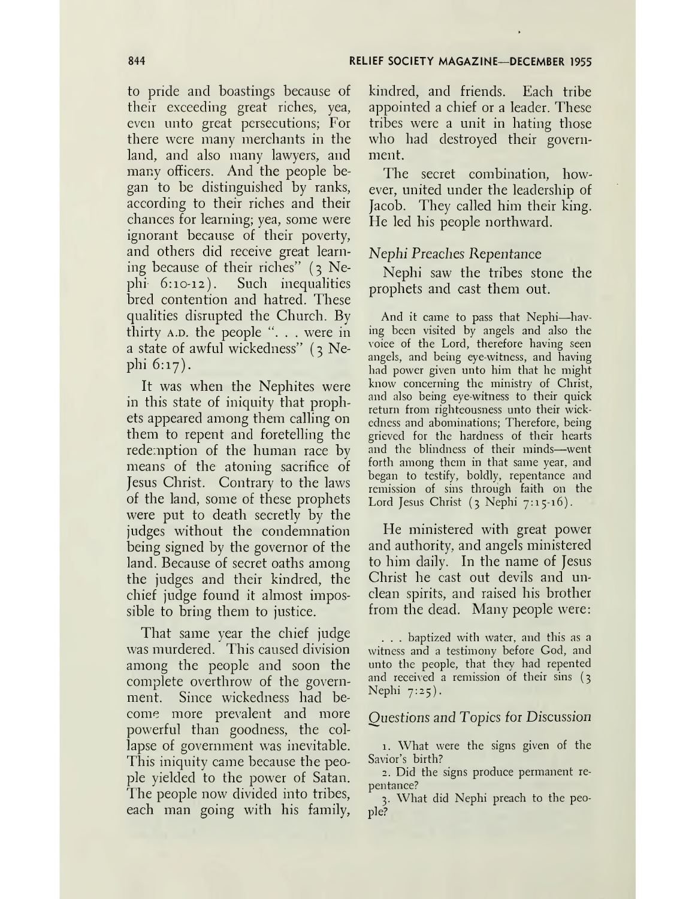to pride and boastings because of their exceeding great riches, yea, even unto great persecutions; For there were many merchants in the land, and also many lawyers, and many officers. And the people began to be distinguished by ranks, according to their riches and their chances for learning; yea, some were ignorant because of their poverty, and others did receive great learning because of their riches" (3 Nephi 6:10-12). Such inequalities bred contention and hatred. These qualities disrupted the Church. By thirty A.D. the people ". . . were in a state of awful wickedness" (3 Nephi 6:17).

It was when the Nephites were in this state of iniquity that prophets appeared among them calling on them to repent and foretelling the redemption of the human race by means of the atoning sacrifice of Jesus Christ. Contrary to the laws of the land, some of these prophets were put to death secretly by the judges without the condemnation being signed by the governor of the land. Because of secret oaths among the judges and their kindred, the chief judge found it almost impossible to bring them to justice.

That same year the chief judge was murdered. This caused division among the people and soon the complete overthrow of the government. Since wickedness had become more prevalent and more powerful than goodness, the collapse of government was inevitable. This iniquity came because the people yielded to the power of Satan. The people now divided into tribes, each man going with his family, kindred, and friends. Each tribe appointed a chief or a leader. These tribes were a unit in hating those who had destroyed their government.

The secret combination, however, united under the leadership of Jacob. They called him their king. He led his people northward.

### *Nephi Preaches Repentance*

Nephi saw the tribes stone the prophets and cast them out.

> And it came to pass that Nephi—having been visited by angels and also the voice of the Lord, therefore having seen angels, and being eye-witness, and having had power given unto him that he might know concerning the ministry of Christ, and also being eye-witness to their quick return from righteousness unto their wickedness and abominations; Therefore, being grieved for the hardness of their hearts and the blindness of their minds—went forth among them in that same year, and began to testify, boldly, repentance and remission of sins through faith on the Lord Jesus Christ (3 Nephi 7:15-16).

He ministered with great power and authority, and angels ministered to him daily. In the name of Jesus Christ he cast out devils and unclean spirits, and raised his brother from the dead. Many people were:

> . . . baptized with water, and this as a witness and a testimony before God, and unto the people, that they had repented and received a remission of their sins (3 Nephi 7:25).

### *Questions and Topics for Discussion*

1. What were the signs given of the Savior's birth?
2. Did the signs produce permanent repentance?
3. What did Nephi preach to the people?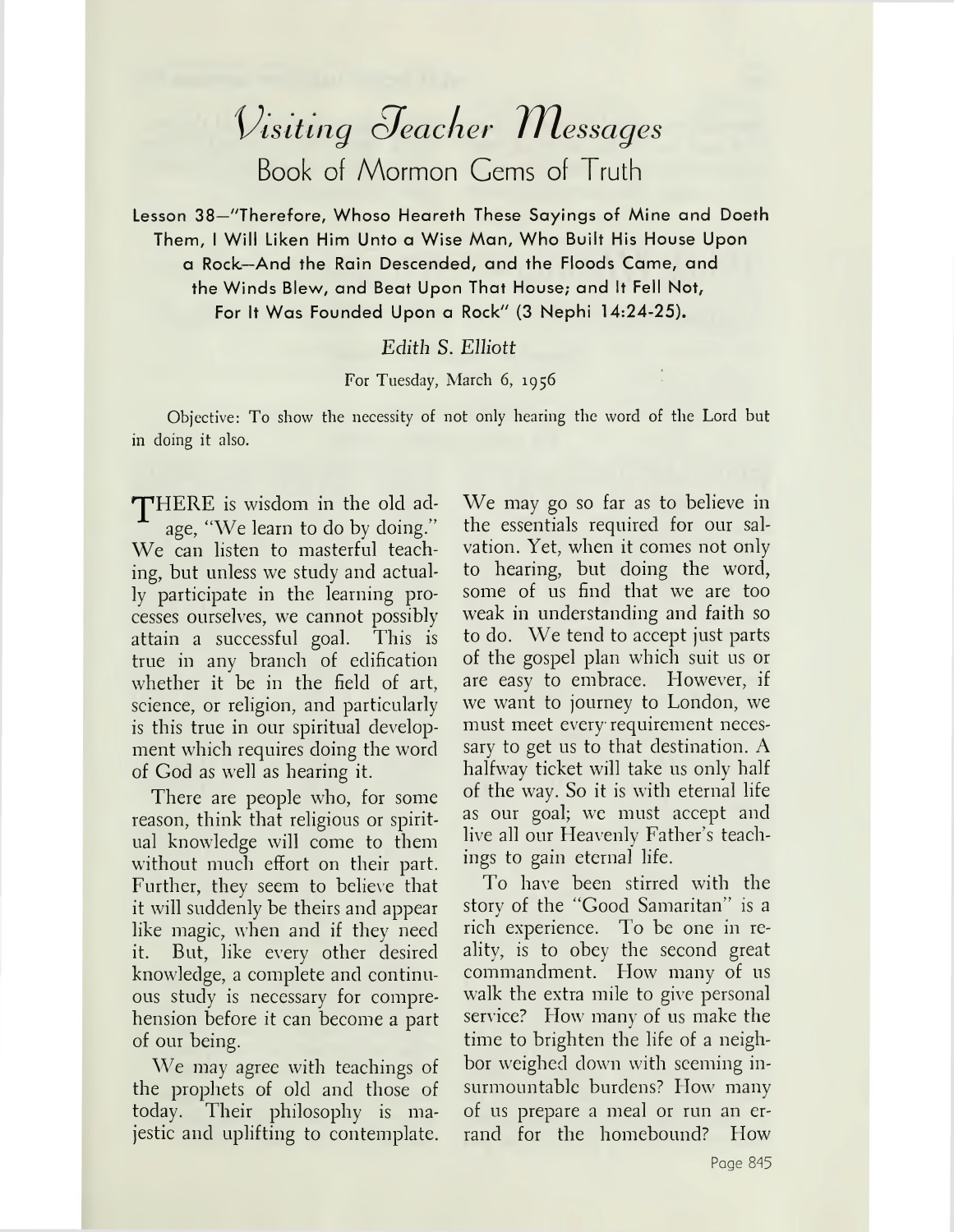# Visiting Teacher Messages

## Book of Mormon Gems of Truth

### Lesson 38—"Therefore, Whoso Heareth These Sayings of Mine and Doeth Them, I Will Liken Him Unto a Wise Man, Who Built His House Upon a Rock—And the Rain Descended, and the Floods Came, and the Winds Blew, and Beat Upon That House; and It Fell Not, For It Was Founded Upon a Rock" (3 Nephi 14:24-25).

*Edith S. Elliott*

For Tuesday, March 6, 1956

Objective: To show the necessity of not only hearing the word of the Lord but in doing it also.

THERE is wisdom in the old adage, "We learn to do by doing." We can listen to masterful teaching, but unless we study and actually participate in the learning processes ourselves, we cannot possibly attain a successful goal. This is true in any branch of edification whether it be in the field of art, science, or religion, and particularly is this true in our spiritual development which requires doing the word of God as well as hearing it.

There are people who, for some reason, think that religious or spiritual knowledge will come to them without much effort on their part. Further, they seem to believe that it will suddenly be theirs and appear like magic, when and if they need it. But, like every other desired knowledge, a complete and continuous study is necessary for comprehension before it can become a part of our being.

We may agree with teachings of the prophets of old and those of today. Their philosophy is majestic and uplifting to contemplate. We may go so far as to believe in the essentials required for our salvation. Yet, when it comes not only to hearing, but doing the word, some of us find that we are too weak in understanding and faith so to do. We tend to accept just parts of the gospel plan which suit us or are easy to embrace. However, if we want to journey to London, we must meet every requirement necessary to get us to that destination. A halfway ticket will take us only half of the way. So it is with eternal life as our goal; we must accept and live all our Heavenly Father's teachings to gain eternal life.

To have been stirred with the story of the "Good Samaritan" is a rich experience. To be one in reality, is to obey the second great commandment. How many of us walk the extra mile to give personal service? How many of us make the time to brighten the life of a neighbor weighed down with seeming insurmountable burdens? How many of us prepare a meal or run an errand for the homebound? How